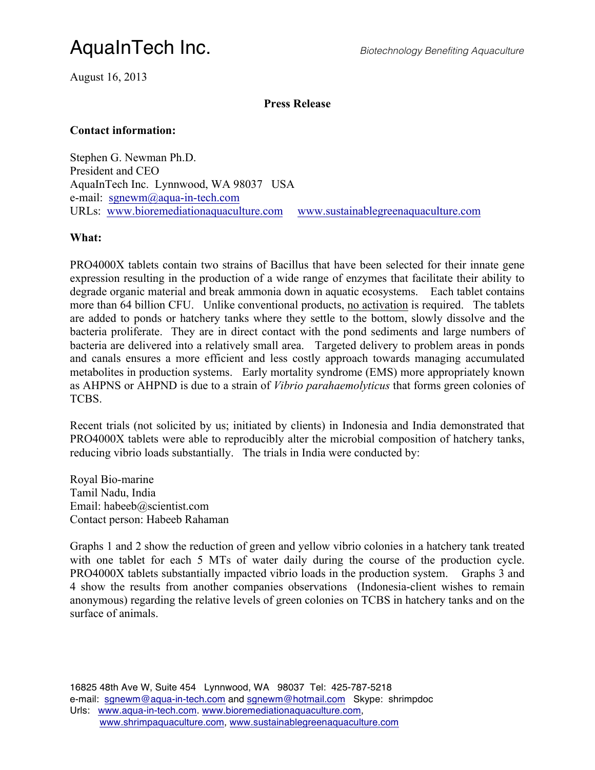# AquaInTech Inc.

*Biotechnology Benefiting Aquaculture*

August 16, 2013

**Press Release**

**Contact information:**

Stephen G. Newman Ph.D.
President and CEO
AquaInTech Inc. Lynnwood, WA 98037 USA
e-mail: sgnewm@aqua-in-tech.com
URLs: www.bioremediationaquaculture.com www.sustainablegreenaquaculture.com

**What:**

PRO4000X tablets contain two strains of Bacillus that have been selected for their innate gene expression resulting in the production of a wide range of enzymes that facilitate their ability to degrade organic material and break ammonia down in aquatic ecosystems. Each tablet contains more than 64 billion CFU. Unlike conventional products, <u>no activation</u> is required. The tablets are added to ponds or hatchery tanks where they settle to the bottom, slowly dissolve and the bacteria proliferate. They are in direct contact with the pond sediments and large numbers of bacteria are delivered into a relatively small area. Targeted delivery to problem areas in ponds and canals ensures a more efficient and less costly approach towards managing accumulated metabolites in production systems. Early mortality syndrome (EMS) more appropriately known as AHPNS or AHPND is due to a strain of *Vibrio parahaemolyticus* that forms green colonies of TCBS.

Recent trials (not solicited by us; initiated by clients) in Indonesia and India demonstrated that PRO4000X tablets were able to reproducibly alter the microbial composition of hatchery tanks, reducing vibrio loads substantially. The trials in India were conducted by:

Royal Bio-marine
Tamil Nadu, India
Email: habeeb@scientist.com
Contact person: Habeeb Rahaman

Graphs 1 and 2 show the reduction of green and yellow vibrio colonies in a hatchery tank treated with one tablet for each 5 MTs of water daily during the course of the production cycle. PRO4000X tablets substantially impacted vibrio loads in the production system. Graphs 3 and 4 show the results from another companies observations (Indonesia-client wishes to remain anonymous) regarding the relative levels of green colonies on TCBS in hatchery tanks and on the surface of animals.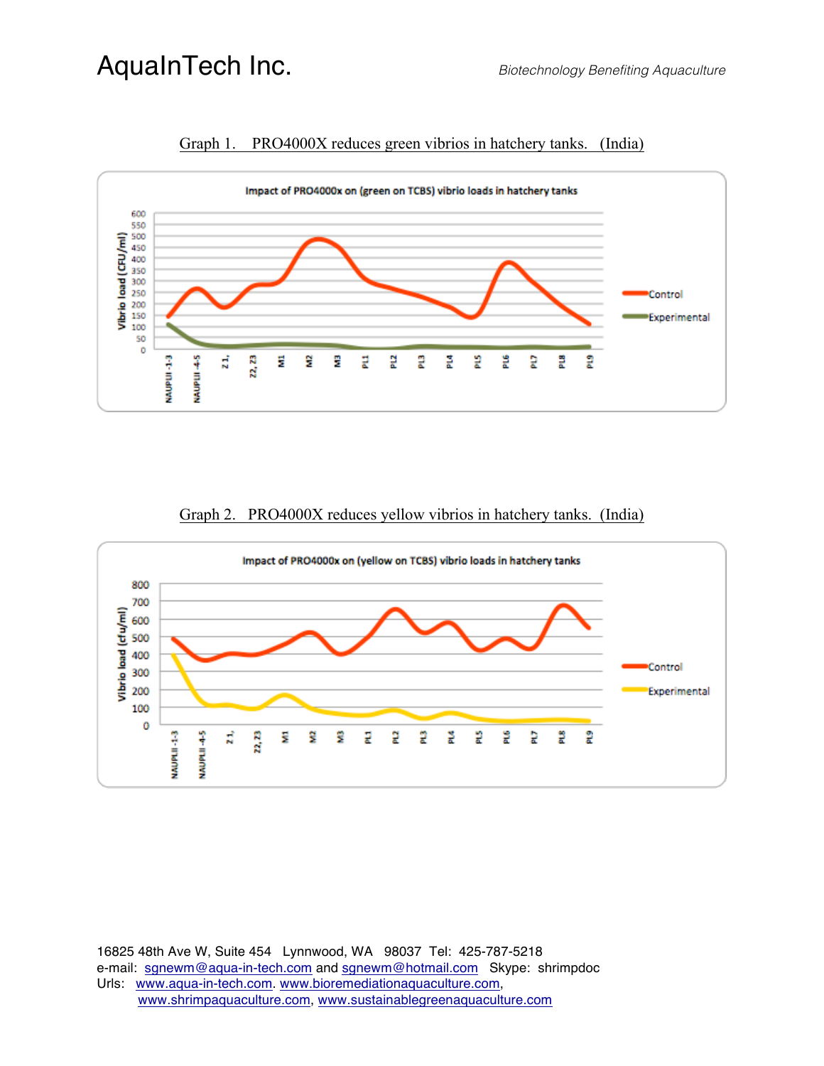Graph 1. PRO4000X reduces green vibrios in hatchery tanks. (India)

Graph 2. PRO4000X reduces yellow vibrios in hatchery tanks. (India)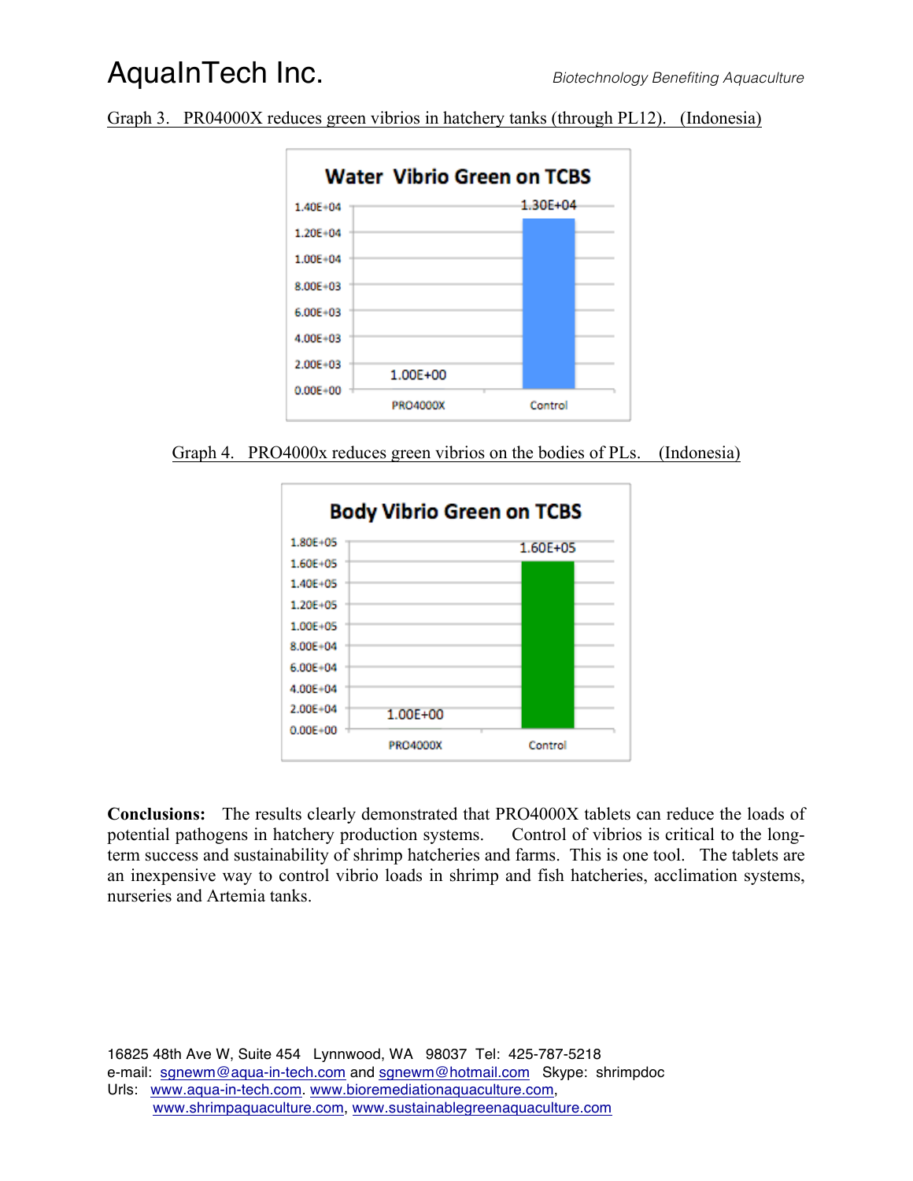Graph 3. PR04000X reduces green vibrios in hatchery tanks (through PL12). (Indonesia)

Water Vibrio Green on TCBS

1.40E+04
1.20E+04
1.00E+04
8.00E+03
6.00E+03
4.00E+03
2.00E+03
0.00E+00

1.00E+00
1.30E+04

PRO4000X
Control

Graph 4. PRO4000x reduces green vibrios on the bodies of PLs. (Indonesia)

Body Vibrio Green on TCBS

1.80E+05
1.60E+05
1.40E+05
1.20E+05
1.00E+05
8.00E+04
6.00E+04
4.00E+04
2.00E+04
0.00E+00

1.00E+00
1.60E+05

PRO4000X
Control

**Conclusions:** The results clearly demonstrated that PRO4000X tablets can reduce the loads of potential pathogens in hatchery production systems. Control of vibrios is critical to the long-term success and sustainability of shrimp hatcheries and farms. This is one tool. The tablets are an inexpensive way to control vibrio loads in shrimp and fish hatcheries, acclimation systems, nurseries and Artemia tanks.

16825 48th Ave W, Suite 454 Lynnwood, WA 98037 Tel: 425-787-5218
e-mail: sgnewm@aqua-in-tech.com and sgnewm@hotmail.com Skype: shrimpdoc
Urls: www.aqua-in-tech.com. www.bioremediationaquaculture.com, www.shrimpaquaculture.com, www.sustainablegreenaquaculture.com